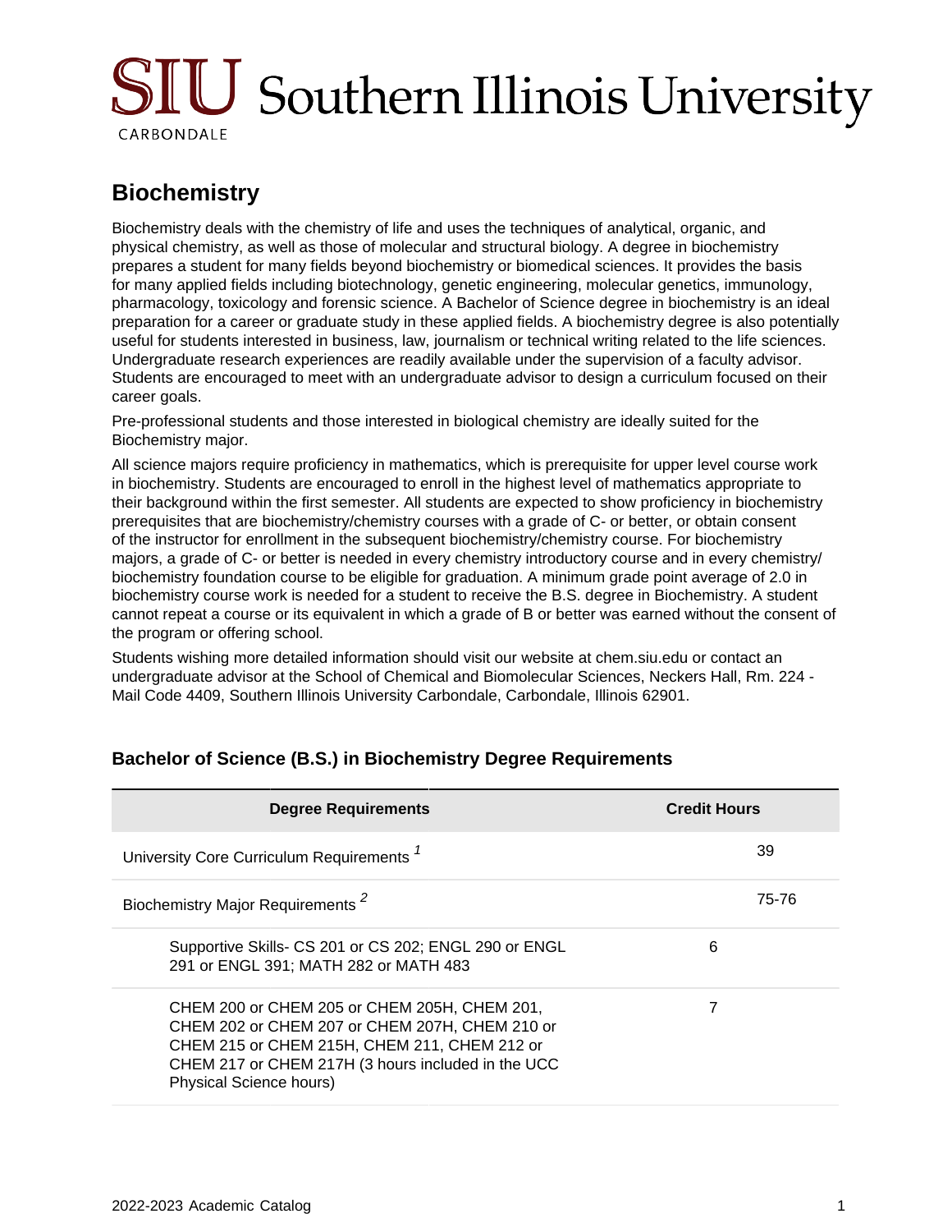# Biochemistry

Biochemistry deals with the chemistry of life and uses the techniques of analytical, organic, and physical chemistry, as well as those of molecular and structural biology. A degree in biochemistry prepares a student for many fields beyond biochemistry or biomedical sciences. It provides the basis for many applied fields including biotechnology, genetic engineering, molecular genetics, immunology, pharmacology, toxicology and forensic science. A Bachelor of Science degree in biochemistry is an ideal preparation for a career or graduate study in these applied fields. A biochemistry degree is also potentially useful for students interested in business, law, journalism or technical writing related to the life sciences. Undergraduate research experiences are readily available under the supervision of a faculty advisor. Students are encouraged to meet with an undergraduate advisor to design a curriculum focused on their career goals.

Pre-professional students and those interested in biological chemistry are ideally suited for the Biochemistry major.

All science majors require proficiency in mathematics, which is prerequisite for upper level course work in biochemistry. Students are encouraged to enroll in the highest level of mathematics appropriate to their background within the first semester. All students are expected to show proficiency in biochemistry prerequisites that are biochemistry/chemistry courses with a grade of C- or better, or obtain consent of the instructor for enrollment in the subsequent biochemistry/chemistry course. For biochemistry majors, a grade of C- or better is needed in every chemistry introductory course and in every chemistry/biochemistry foundation course to be eligible for graduation. A minimum grade point average of 2.0 in biochemistry course work is needed for a student to receive the B.S. degree in Biochemistry. A student cannot repeat a course or its equivalent in which a grade of B or better was earned without the consent of the program or offering school.

Students wishing more detailed information should visit our website at chem.siu.edu or contact an undergraduate advisor at the School of Chemical and Biomolecular Sciences, Neckers Hall, Rm. 224 - Mail Code 4409, Southern Illinois University Carbondale, Carbondale, Illinois 62901.

## Bachelor of Science (B.S.) in Biochemistry Degree Requirements

| Degree Requirements | Credit Hours | |
|---|---|---|
| University Core Curriculum Requirements [1] | | 39 |
| Biochemistry Major Requirements [2] | | 75-76 |
| Supportive Skills- CS 201 or CS 202; ENGL 290 or ENGL 291 or ENGL 391; MATH 282 or MATH 483 | 6 | |
| CHEM 200 or CHEM 205 or CHEM 205H, CHEM 201, CHEM 202 or CHEM 207 or CHEM 207H, CHEM 210 or CHEM 215 or CHEM 215H, CHEM 211, CHEM 212 or CHEM 217 or CHEM 217H (3 hours included in the UCC Physical Science hours) | 7 | |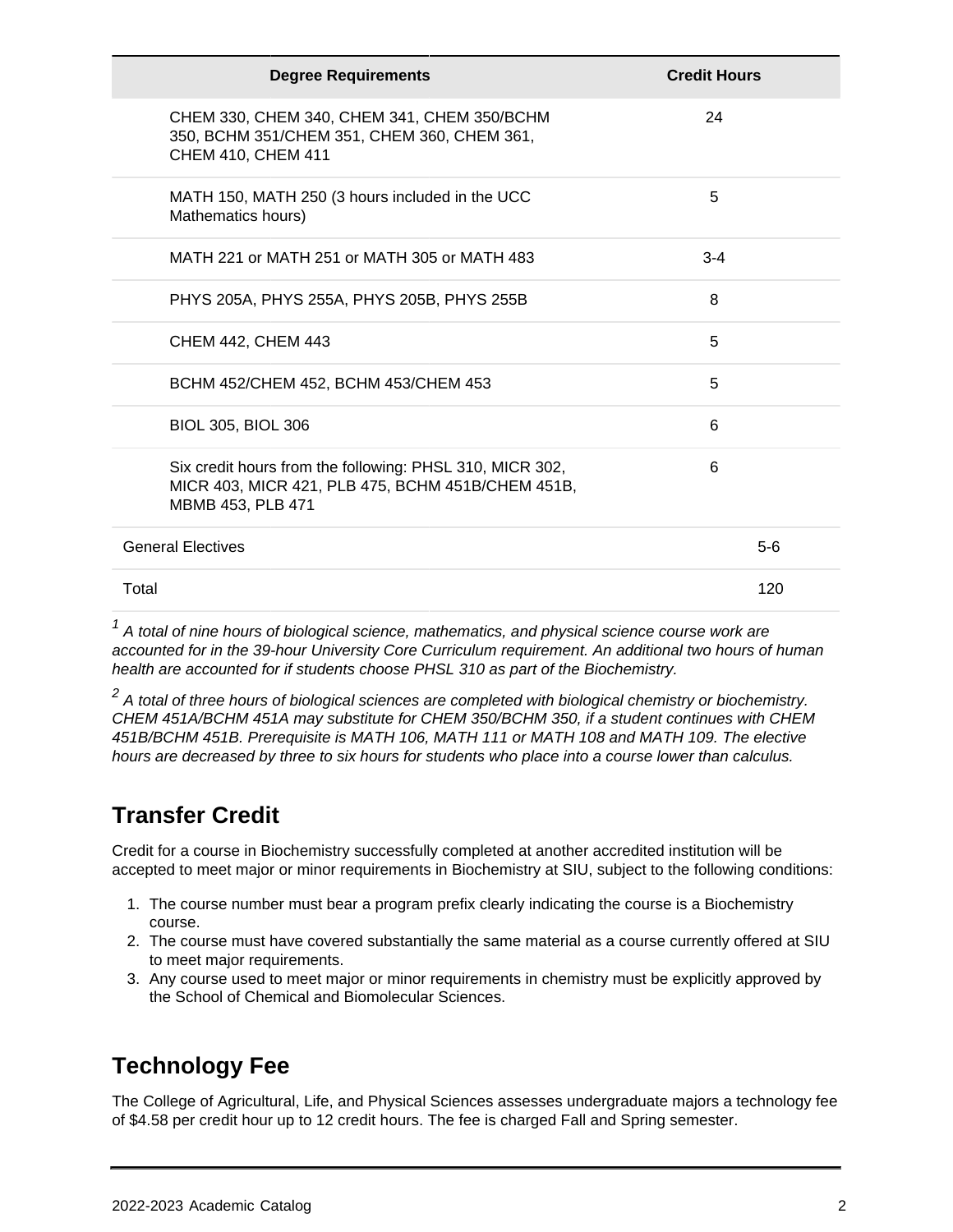| Degree Requirements | Credit Hours |
| --- | --- |
| CHEM 330, CHEM 340, CHEM 341, CHEM 350/BCHM 350, BCHM 351/CHEM 351, CHEM 360, CHEM 361, CHEM 410, CHEM 411 | 24 |
| MATH 150, MATH 250 (3 hours included in the UCC Mathematics hours) | 5 |
| MATH 221 or MATH 251 or MATH 305 or MATH 483 | 3-4 |
| PHYS 205A, PHYS 255A, PHYS 205B, PHYS 255B | 8 |
| CHEM 442, CHEM 443 | 5 |
| BCHM 452/CHEM 452, BCHM 453/CHEM 453 | 5 |
| BIOL 305, BIOL 306 | 6 |
| Six credit hours from the following: PHSL 310, MICR 302, MICR 403, MICR 421, PLB 475, BCHM 451B/CHEM 451B, MBMB 453, PLB 471 | 6 |
| General Electives | 5-6 |
| Total | 120 |

[1] *A total of nine hours of biological science, mathematics, and physical science course work are accounted for in the 39-hour University Core Curriculum requirement. An additional two hours of human health are accounted for if students choose PHSL 310 as part of the Biochemistry.*

[2] *A total of three hours of biological sciences are completed with biological chemistry or biochemistry. CHEM 451A/BCHM 451A may substitute for CHEM 350/BCHM 350, if a student continues with CHEM 451B/BCHM 451B. Prerequisite is MATH 106, MATH 111 or MATH 108 and MATH 109. The elective hours are decreased by three to six hours for students who place into a course lower than calculus.*

## Transfer Credit

Credit for a course in Biochemistry successfully completed at another accredited institution will be accepted to meet major or minor requirements in Biochemistry at SIU, subject to the following conditions:

1. The course number must bear a program prefix clearly indicating the course is a Biochemistry course.
2. The course must have covered substantially the same material as a course currently offered at SIU to meet major requirements.
3. Any course used to meet major or minor requirements in chemistry must be explicitly approved by the School of Chemical and Biomolecular Sciences.

## Technology Fee

The College of Agricultural, Life, and Physical Sciences assesses undergraduate majors a technology fee of $4.58 per credit hour up to 12 credit hours. The fee is charged Fall and Spring semester.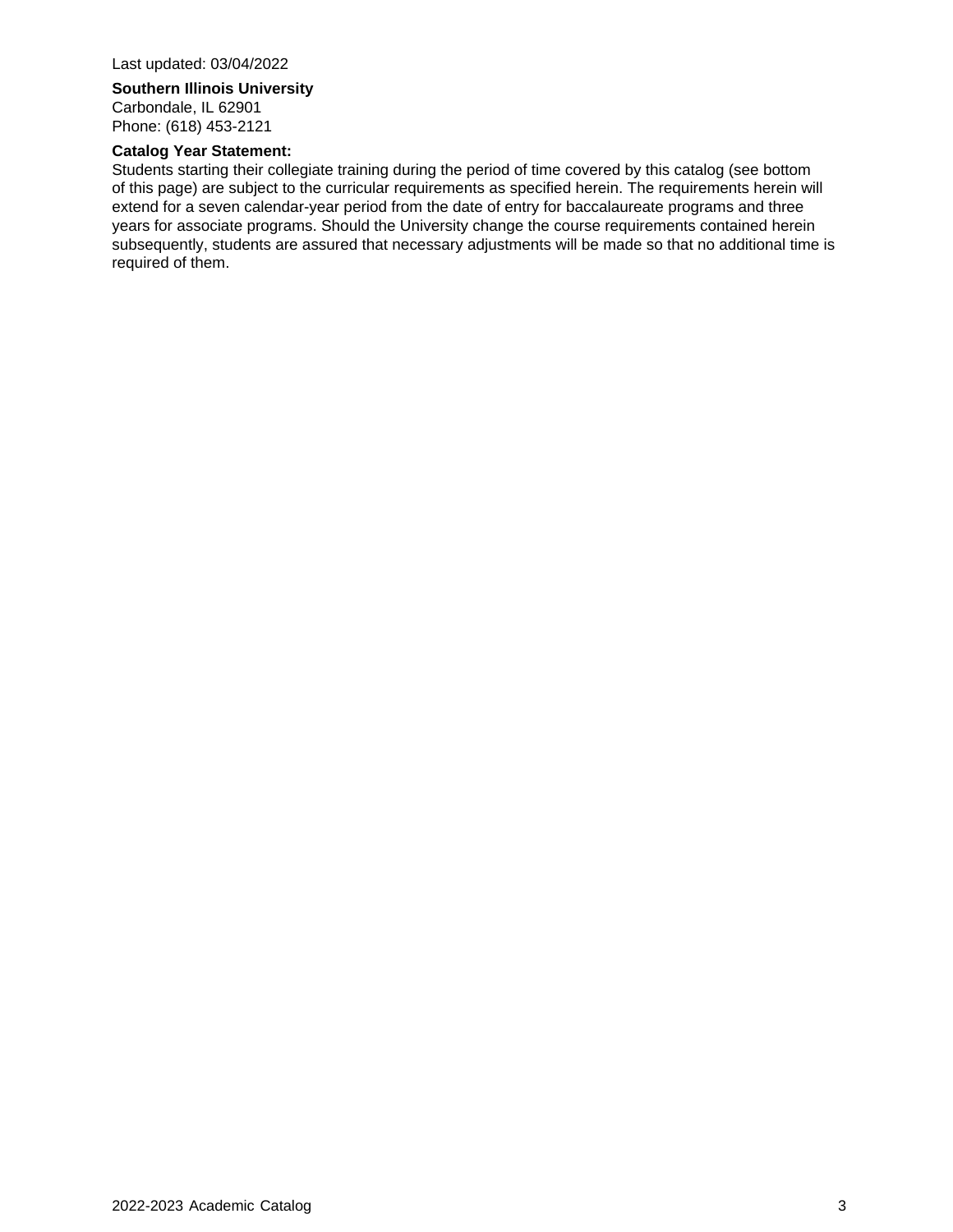Last updated: 03/04/2022

**Southern Illinois University**
Carbondale, IL 62901
Phone: (618) 453-2121

**Catalog Year Statement:**
Students starting their collegiate training during the period of time covered by this catalog (see bottom of this page) are subject to the curricular requirements as specified herein. The requirements herein will extend for a seven calendar-year period from the date of entry for baccalaureate programs and three years for associate programs. Should the University change the course requirements contained herein subsequently, students are assured that necessary adjustments will be made so that no additional time is required of them.

2022-2023 Academic Catalog